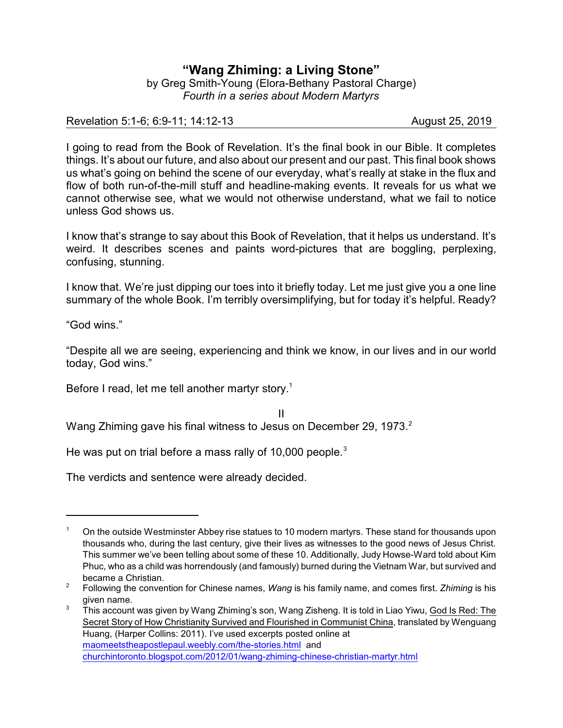# "Wang Zhiming: a Living Stone"

by Greg Smith-Young (Elora-Bethany Pastoral Charge)
*Fourth in a series about Modern Martyrs*

Revelation 5:1-6; 6:9-11; 14:12-13 August 25, 2019

I going to read from the Book of Revelation. It's the final book in our Bible. It completes things. It's about our future, and also about our present and our past. This final book shows us what's going on behind the scene of our everyday, what's really at stake in the flux and flow of both run-of-the-mill stuff and headline-making events. It reveals for us what we cannot otherwise see, what we would not otherwise understand, what we fail to notice unless God shows us.

I know that's strange to say about this Book of Revelation, that it helps us understand. It's weird. It describes scenes and paints word-pictures that are boggling, perplexing, confusing, stunning.

I know that. We're just dipping our toes into it briefly today. Let me just give you a one line summary of the whole Book. I'm terribly oversimplifying, but for today it's helpful. Ready?

"God wins."

"Despite all we are seeing, experiencing and think we know, in our lives and in our world today, God wins."

Before I read, let me tell another martyr story.[1]

II

Wang Zhiming gave his final witness to Jesus on December 29, 1973.[2]

He was put on trial before a mass rally of 10,000 people.[3]

The verdicts and sentence were already decided.

---

[1] On the outside Westminster Abbey rise statues to 10 modern martyrs. These stand for thousands upon thousands who, during the last century, give their lives as witnesses to the good news of Jesus Christ. This summer we've been telling about some of these 10. Additionally, Judy Howse-Ward told about Kim Phuc, who as a child was horrendously (and famously) burned during the Vietnam War, but survived and became a Christian.

[2] Following the convention for Chinese names, *Wang* is his family name, and comes first. *Zhiming* is his given name.

[3] This account was given by Wang Zhiming's son, Wang Zisheng. It is told in Liao Yiwu, God Is Red: The Secret Story of How Christianity Survived and Flourished in Communist China, translated by Wenguang Huang, (Harper Collins: 2011). I've used excerpts posted online at maomeetstheapostlepaul.weebly.com/the-stories.html and churchintoronto.blogspot.com/2012/01/wang-zhiming-chinese-christian-martyr.html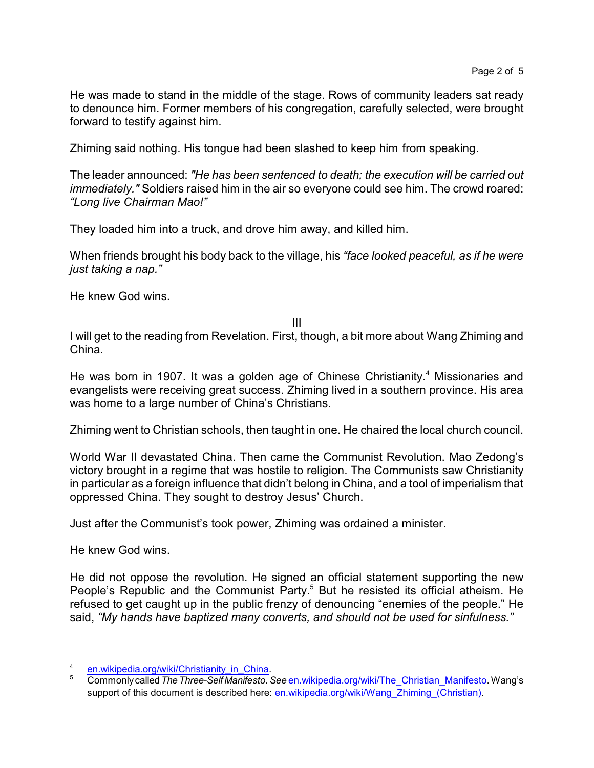He was made to stand in the middle of the stage. Rows of community leaders sat ready to denounce him. Former members of his congregation, carefully selected, were brought forward to testify against him.

Zhiming said nothing. His tongue had been slashed to keep him from speaking.

The leader announced: *"He has been sentenced to death; the execution will be carried out immediately."* Soldiers raised him in the air so everyone could see him. The crowd roared: *"Long live Chairman Mao!"*

They loaded him into a truck, and drove him away, and killed him.

When friends brought his body back to the village, his *"face looked peaceful, as if he were just taking a nap."*

He knew God wins.

III

I will get to the reading from Revelation. First, though, a bit more about Wang Zhiming and China.

He was born in 1907. It was a golden age of Chinese Christianity.[4] Missionaries and evangelists were receiving great success. Zhiming lived in a southern province. His area was home to a large number of China's Christians.

Zhiming went to Christian schools, then taught in one. He chaired the local church council.

World War II devastated China. Then came the Communist Revolution. Mao Zedong's victory brought in a regime that was hostile to religion. The Communists saw Christianity in particular as a foreign influence that didn't belong in China, and a tool of imperialism that oppressed China. They sought to destroy Jesus' Church.

Just after the Communist's took power, Zhiming was ordained a minister.

He knew God wins.

He did not oppose the revolution. He signed an official statement supporting the new People's Republic and the Communist Party.[5] But he resisted its official atheism. He refused to get caught up in the public frenzy of denouncing "enemies of the people." He said, *"My hands have baptized many converts, and should not be used for sinfulness."*

---

[4] en.wikipedia.org/wiki/Christianity_in_China.

[5] Commonly called *The Three-Self Manifesto*. *See* en.wikipedia.org/wiki/The_Christian_Manifesto. Wang's support of this document is described here: en.wikipedia.org/wiki/Wang_Zhiming_(Christian).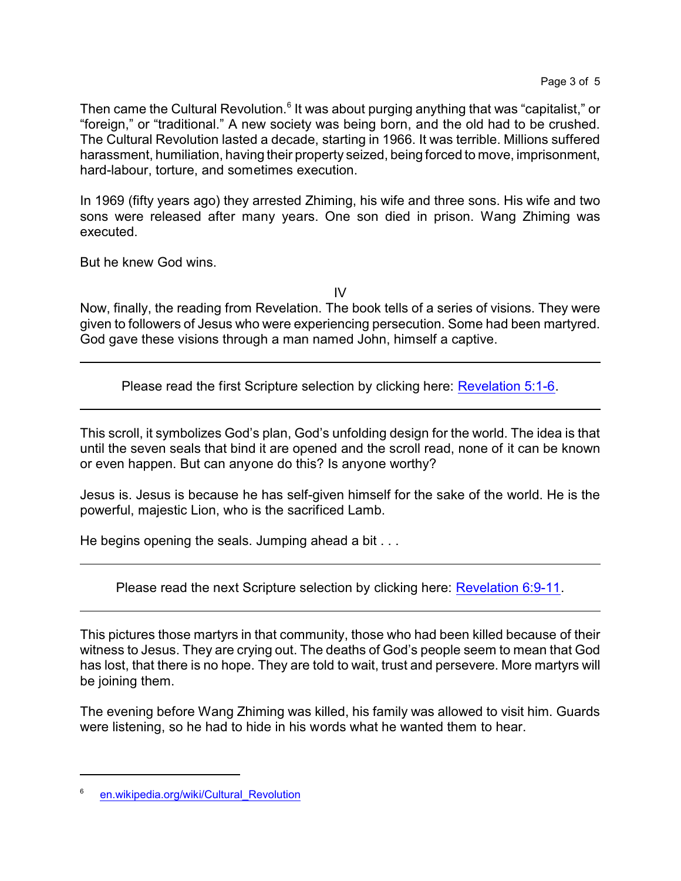Then came the Cultural Revolution.[6] It was about purging anything that was "capitalist," or "foreign," or "traditional." A new society was being born, and the old had to be crushed. The Cultural Revolution lasted a decade, starting in 1966. It was terrible. Millions suffered harassment, humiliation, having their property seized, being forced to move, imprisonment, hard-labour, torture, and sometimes execution.

In 1969 (fifty years ago) they arrested Zhiming, his wife and three sons. His wife and two sons were released after many years. One son died in prison. Wang Zhiming was executed.

But he knew God wins.

## IV

Now, finally, the reading from Revelation. The book tells of a series of visions. They were given to followers of Jesus who were experiencing persecution. Some had been martyred. God gave these visions through a man named John, himself a captive.

---

Please read the first Scripture selection by clicking here: Revelation 5:1-6.

---

This scroll, it symbolizes God's plan, God's unfolding design for the world. The idea is that until the seven seals that bind it are opened and the scroll read, none of it can be known or even happen. But can anyone do this? Is anyone worthy?

Jesus is. Jesus is because he has self-given himself for the sake of the world. He is the powerful, majestic Lion, who is the sacrificed Lamb.

He begins opening the seals. Jumping ahead a bit . . .

---

Please read the next Scripture selection by clicking here: Revelation 6:9-11.

---

This pictures those martyrs in that community, those who had been killed because of their witness to Jesus. They are crying out. The deaths of God's people seem to mean that God has lost, that there is no hope. They are told to wait, trust and persevere. More martyrs will be joining them.

The evening before Wang Zhiming was killed, his family was allowed to visit him. Guards were listening, so he had to hide in his words what he wanted them to hear.

---

[6] en.wikipedia.org/wiki/Cultural_Revolution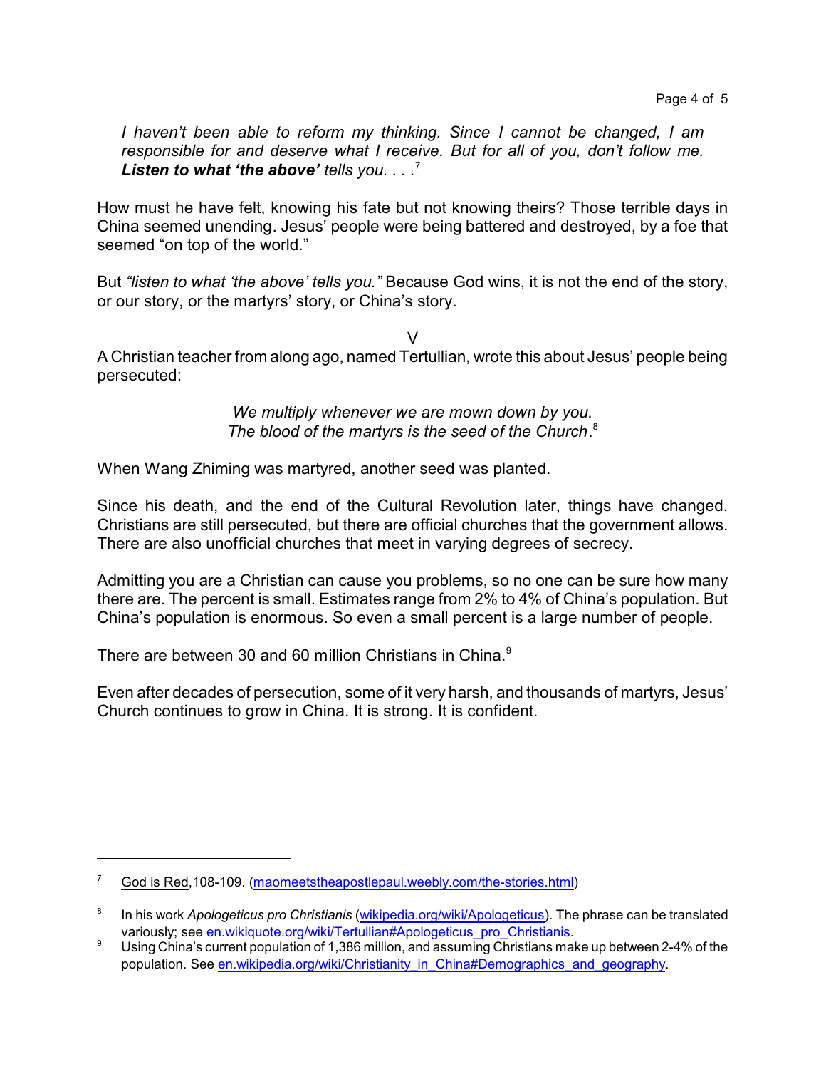*I haven't been able to reform my thinking. Since I cannot be changed, I am responsible for and deserve what I receive. But for all of you, don't follow me.* ***Listen to what 'the above'*** *tells you. . . .*[7]

How must he have felt, knowing his fate but not knowing theirs? Those terrible days in China seemed unending. Jesus' people were being battered and destroyed, by a foe that seemed "on top of the world."

But *"listen to what 'the above' tells you."* Because God wins, it is not the end of the story, or our story, or the martyrs' story, or China's story.

V

A Christian teacher from along ago, named Tertullian, wrote this about Jesus' people being persecuted:

> *We multiply whenever we are mown down by you.*
> *The blood of the martyrs is the seed of the Church*.[8]

When Wang Zhiming was martyred, another seed was planted.

Since his death, and the end of the Cultural Revolution later, things have changed. Christians are still persecuted, but there are official churches that the government allows. There are also unofficial churches that meet in varying degrees of secrecy.

Admitting you are a Christian can cause you problems, so no one can be sure how many there are. The percent is small. Estimates range from 2% to 4% of China's population. But China's population is enormous. So even a small percent is a large number of people.

There are between 30 and 60 million Christians in China.[9]

Even after decades of persecution, some of it very harsh, and thousands of martyrs, Jesus' Church continues to grow in China. It is strong. It is confident.

---

[7] God is Red,108-109. (maomeetstheapostlepaul.weebly.com/the-stories.html)

[8] In his work *Apologeticus pro Christianis* (wikipedia.org/wiki/Apologeticus). The phrase can be translated variously; see en.wikiquote.org/wiki/Tertullian#Apologeticus_pro_Christianis.

[9] Using China's current population of 1,386 million, and assuming Christians make up between 2-4% of the population. See en.wikipedia.org/wiki/Christianity_in_China#Demographics_and_geography.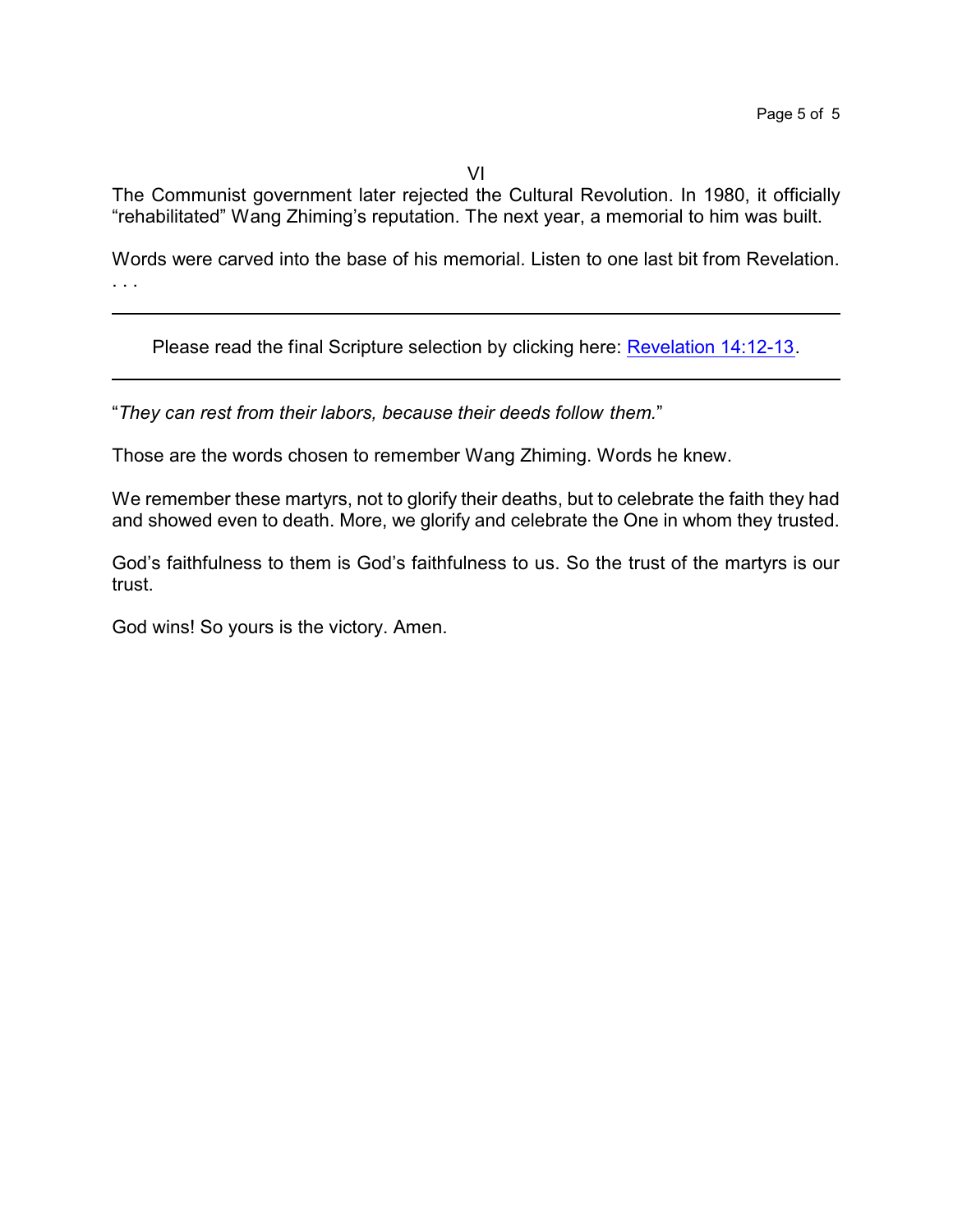VI

The Communist government later rejected the Cultural Revolution. In 1980, it officially "rehabilitated" Wang Zhiming's reputation. The next year, a memorial to him was built.

Words were carved into the base of his memorial. Listen to one last bit from Revelation. . . .

---

Please read the final Scripture selection by clicking here: Revelation 14:12-13.

---

"*They can rest from their labors, because their deeds follow them.*"

Those are the words chosen to remember Wang Zhiming. Words he knew.

We remember these martyrs, not to glorify their deaths, but to celebrate the faith they had and showed even to death. More, we glorify and celebrate the One in whom they trusted.

God's faithfulness to them is God's faithfulness to us. So the trust of the martyrs is our trust.

God wins! So yours is the victory. Amen.